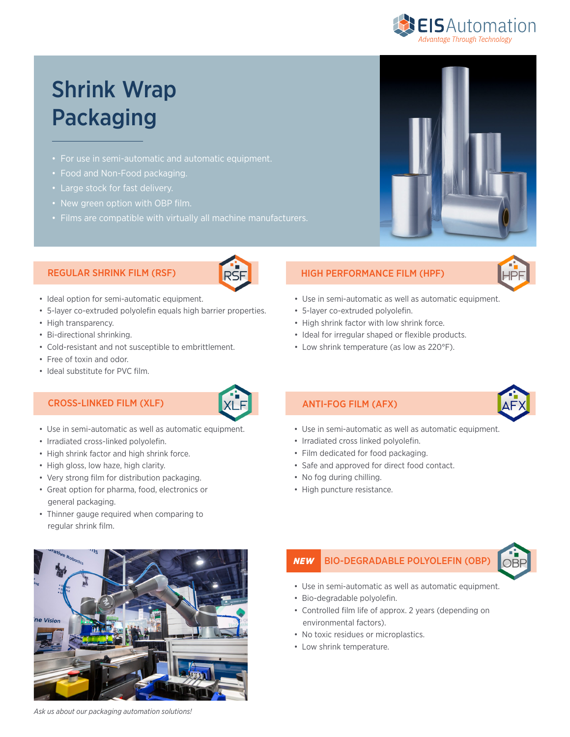EIS Automation
*Advantage Through Technology*

# Shrink Wrap Packaging

- For use in semi-automatic and automatic equipment.
- Food and Non-Food packaging.
- Large stock for fast delivery.
- New green option with OBP film.
- Films are compatible with virtually all machine manufacturers.

## REGULAR SHRINK FILM (RSF)

- Ideal option for semi-automatic equipment.
- 5-layer co-extruded polyolefin equals high barrier properties.
- High transparency.
- Bi-directional shrinking.
- Cold-resistant and not susceptible to embrittlement.
- Free of toxin and odor.
- Ideal substitute for PVC film.

## HIGH PERFORMANCE FILM (HPF)

- Use in semi-automatic as well as automatic equipment.
- 5-layer co-extruded polyolefin.
- High shrink factor with low shrink force.
- Ideal for irregular shaped or flexible products.
- Low shrink temperature (as low as 220°F).

## CROSS-LINKED FILM (XLF)

- Use in semi-automatic as well as automatic equipment.
- Irradiated cross-linked polyolefin.
- High shrink factor and high shrink force.
- High gloss, low haze, high clarity.
- Very strong film for distribution packaging.
- Great option for pharma, food, electronics or general packaging.
- Thinner gauge required when comparing to regular shrink film.

## ANTI-FOG FILM (AFX)

- Use in semi-automatic as well as automatic equipment.
- Irradiated cross linked polyolefin.
- Film dedicated for food packaging.
- Safe and approved for direct food contact.
- No fog during chilling.
- High puncture resistance.

## *NEW* BIO-DEGRADABLE POLYOLEFIN (OBP)

- Use in semi-automatic as well as automatic equipment.
- Bio-degradable polyolefin.
- Controlled film life of approx. 2 years (depending on environmental factors).
- No toxic residues or microplastics.
- Low shrink temperature.

*Ask us about our packaging automation solutions!*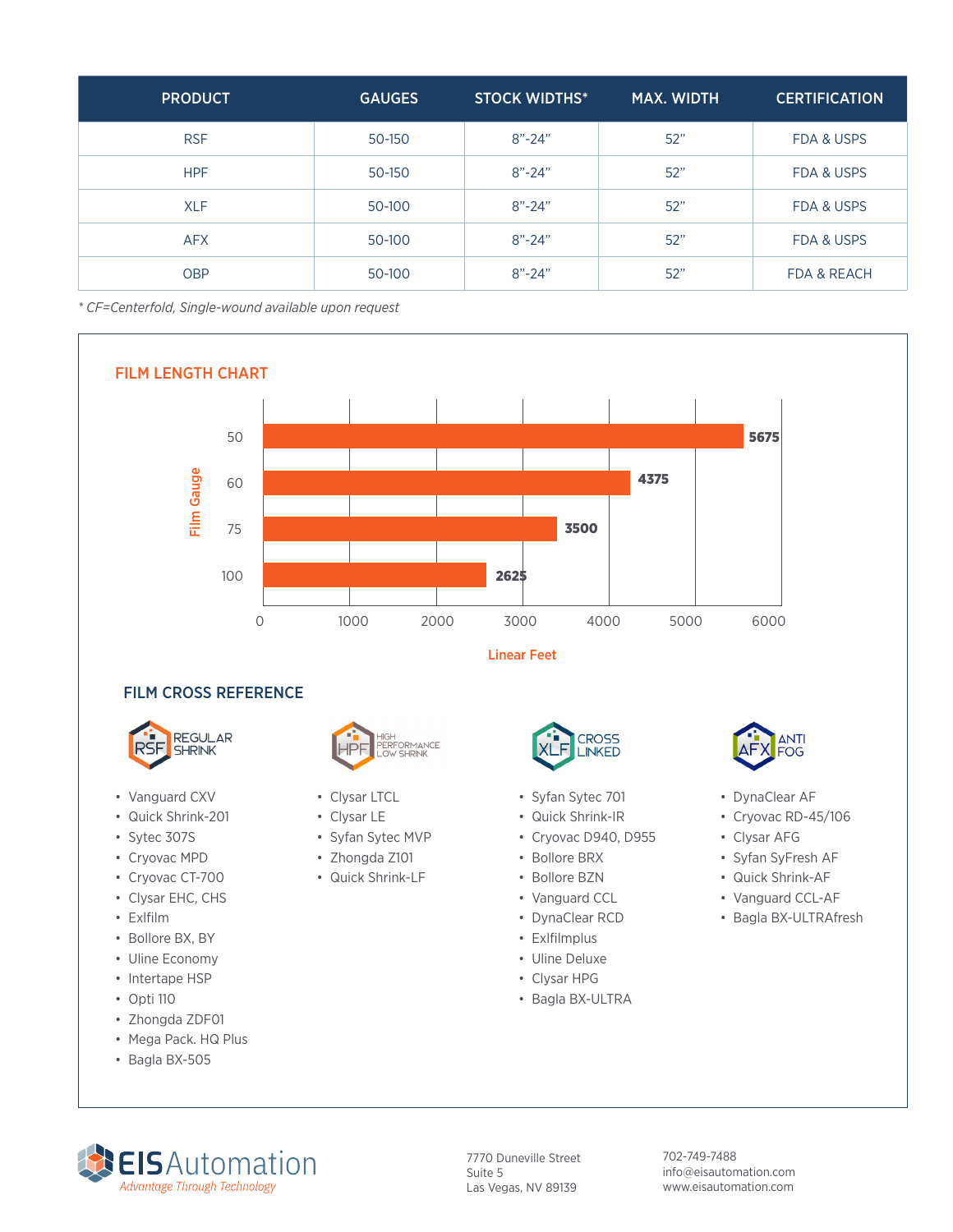| PRODUCT | GAUGES | STOCK WIDTHS* | MAX. WIDTH | CERTIFICATION |
|---|---|---|---|---|
| RSF | 50-150 | 8”-24” | 52” | FDA & USPS |
| HPF | 50-150 | 8”-24” | 52” | FDA & USPS |
| XLF | 50-100 | 8”-24” | 52” | FDA & USPS |
| AFX | 50-100 | 8”-24” | 52” | FDA & USPS |
| OBP | 50-100 | 8”-24” | 52” | FDA & REACH |

*\* CF=Centerfold, Single-wound available upon request*

## FILM LENGTH CHART

Film Gauge

50
60
75
100

5675
4375
3500
2625

0
1000
2000
3000
4000
5000
6000

Linear Feet

## FILM CROSS REFERENCE

**RSF** REGULAR SHRINK

- Vanguard CXV
- Quick Shrink-201
- Sytec 307S
- Cryovac MPD
- Cryovac CT-700
- Clysar EHC, CHS
- Exlfilm
- Bollore BX, BY
- Uline Economy
- Intertape HSP
- Opti 110
- Zhongda ZDF01
- Mega Pack. HQ Plus
- Bagla BX-505

**HPF** HIGH PERFORMANCE LOW SHRINK

- Clysar LTCL
- Clysar LE
- Syfan Sytec MVP
- Zhongda Z101
- Quick Shrink-LF

**XLF** CROSS LINKED

- Syfan Sytec 701
- Quick Shrink-IR
- Cryovac D940, D955
- Bollore BRX
- Bollore BZN
- Vanguard CCL
- DynaClear RCD
- Exlfilmplus
- Uline Deluxe
- Clysar HPG
- Bagla BX-ULTRA

**AFX** ANTI FOG

- DynaClear AF
- Cryovac RD-45/106
- Clysar AFG
- Syfan SyFresh AF
- Quick Shrink-AF
- Vanguard CCL-AF
- Bagla BX-ULTRAfresh

**EISAutomation**
*Advantage Through Technology*

7770 Duneville Street
Suite 5
Las Vegas, NV 89139

702-749-7488
info@eisautomation.com
www.eisautomation.com